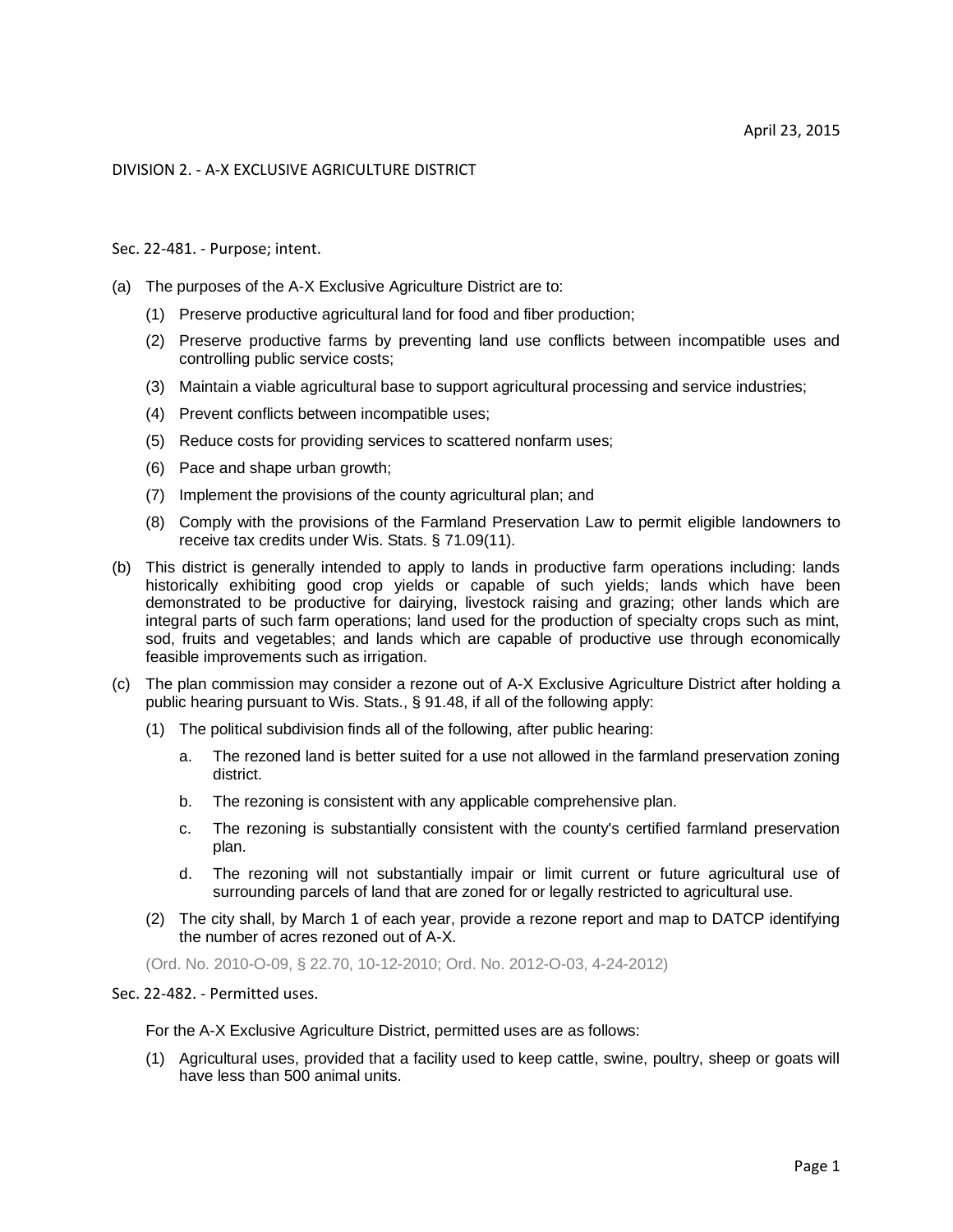April 23, 2015

## DIVISION 2. - A-X EXCLUSIVE AGRICULTURE DISTRICT

### Sec. 22-481. - Purpose; intent.

(a) The purposes of the A-X Exclusive Agriculture District are to:

   (1) Preserve productive agricultural land for food and fiber production;

   (2) Preserve productive farms by preventing land use conflicts between incompatible uses and controlling public service costs;

   (3) Maintain a viable agricultural base to support agricultural processing and service industries;

   (4) Prevent conflicts between incompatible uses;

   (5) Reduce costs for providing services to scattered nonfarm uses;

   (6) Pace and shape urban growth;

   (7) Implement the provisions of the county agricultural plan; and

   (8) Comply with the provisions of the Farmland Preservation Law to permit eligible landowners to receive tax credits under Wis. Stats. § 71.09(11).

(b) This district is generally intended to apply to lands in productive farm operations including: lands historically exhibiting good crop yields or capable of such yields; lands which have been demonstrated to be productive for dairying, livestock raising and grazing; other lands which are integral parts of such farm operations; land used for the production of specialty crops such as mint, sod, fruits and vegetables; and lands which are capable of productive use through economically feasible improvements such as irrigation.

(c) The plan commission may consider a rezone out of A-X Exclusive Agriculture District after holding a public hearing pursuant to Wis. Stats., § 91.48, if all of the following apply:

   (1) The political subdivision finds all of the following, after public hearing:

      a. The rezoned land is better suited for a use not allowed in the farmland preservation zoning district.

      b. The rezoning is consistent with any applicable comprehensive plan.

      c. The rezoning is substantially consistent with the county's certified farmland preservation plan.

      d. The rezoning will not substantially impair or limit current or future agricultural use of surrounding parcels of land that are zoned for or legally restricted to agricultural use.

   (2) The city shall, by March 1 of each year, provide a rezone report and map to DATCP identifying the number of acres rezoned out of A-X.

(Ord. No. 2010-O-09, § 22.70, 10-12-2010; Ord. No. 2012-O-03, 4-24-2012)

### Sec. 22-482. - Permitted uses.

For the A-X Exclusive Agriculture District, permitted uses are as follows:

(1) Agricultural uses, provided that a facility used to keep cattle, swine, poultry, sheep or goats will have less than 500 animal units.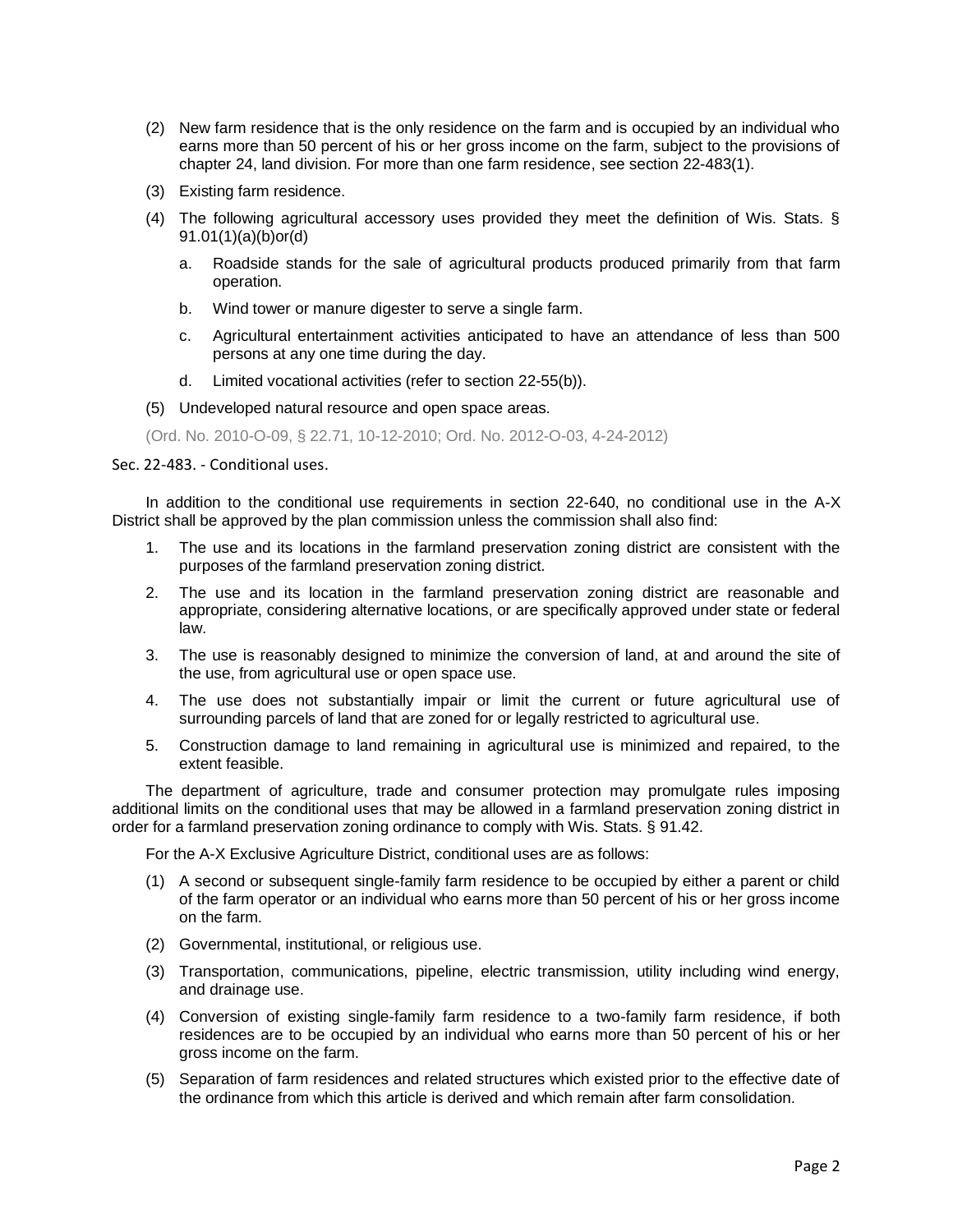(2) New farm residence that is the only residence on the farm and is occupied by an individual who earns more than 50 percent of his or her gross income on the farm, subject to the provisions of chapter 24, land division. For more than one farm residence, see section 22-483(1).

(3) Existing farm residence.

(4) The following agricultural accessory uses provided they meet the definition of Wis. Stats. § 91.01(1)(a)(b)or(d)

   a. Roadside stands for the sale of agricultural products produced primarily from that farm operation.

   b. Wind tower or manure digester to serve a single farm.

   c. Agricultural entertainment activities anticipated to have an attendance of less than 500 persons at any one time during the day.

   d. Limited vocational activities (refer to section 22-55(b)).

(5) Undeveloped natural resource and open space areas.

(Ord. No. 2010-O-09, § 22.71, 10-12-2010; Ord. No. 2012-O-03, 4-24-2012)

Sec. 22-483. - Conditional uses.

In addition to the conditional use requirements in section 22-640, no conditional use in the A-X District shall be approved by the plan commission unless the commission shall also find:

1. The use and its locations in the farmland preservation zoning district are consistent with the purposes of the farmland preservation zoning district.
2. The use and its location in the farmland preservation zoning district are reasonable and appropriate, considering alternative locations, or are specifically approved under state or federal law.
3. The use is reasonably designed to minimize the conversion of land, at and around the site of the use, from agricultural use or open space use.
4. The use does not substantially impair or limit the current or future agricultural use of surrounding parcels of land that are zoned for or legally restricted to agricultural use.
5. Construction damage to land remaining in agricultural use is minimized and repaired, to the extent feasible.

The department of agriculture, trade and consumer protection may promulgate rules imposing additional limits on the conditional uses that may be allowed in a farmland preservation zoning district in order for a farmland preservation zoning ordinance to comply with Wis. Stats. § 91.42.

For the A-X Exclusive Agriculture District, conditional uses are as follows:

(1) A second or subsequent single-family farm residence to be occupied by either a parent or child of the farm operator or an individual who earns more than 50 percent of his or her gross income on the farm.

(2) Governmental, institutional, or religious use.

(3) Transportation, communications, pipeline, electric transmission, utility including wind energy, and drainage use.

(4) Conversion of existing single-family farm residence to a two-family farm residence, if both residences are to be occupied by an individual who earns more than 50 percent of his or her gross income on the farm.

(5) Separation of farm residences and related structures which existed prior to the effective date of the ordinance from which this article is derived and which remain after farm consolidation.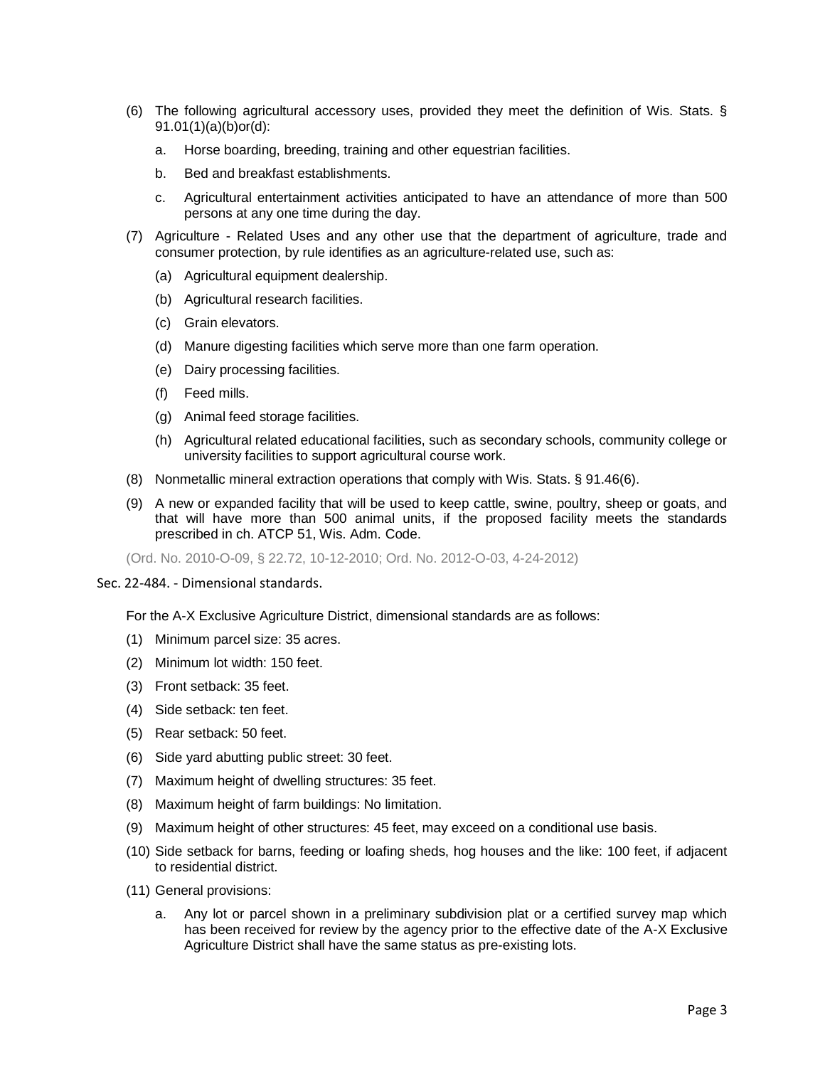(6) The following agricultural accessory uses, provided they meet the definition of Wis. Stats. § 91.01(1)(a)(b)or(d):

   a. Horse boarding, breeding, training and other equestrian facilities.

   b. Bed and breakfast establishments.

   c. Agricultural entertainment activities anticipated to have an attendance of more than 500 persons at any one time during the day.

(7) Agriculture - Related Uses and any other use that the department of agriculture, trade and consumer protection, by rule identifies as an agriculture-related use, such as:

   (a) Agricultural equipment dealership.

   (b) Agricultural research facilities.

   (c) Grain elevators.

   (d) Manure digesting facilities which serve more than one farm operation.

   (e) Dairy processing facilities.

   (f) Feed mills.

   (g) Animal feed storage facilities.

   (h) Agricultural related educational facilities, such as secondary schools, community college or university facilities to support agricultural course work.

(8) Nonmetallic mineral extraction operations that comply with Wis. Stats. § 91.46(6).

(9) A new or expanded facility that will be used to keep cattle, swine, poultry, sheep or goats, and that will have more than 500 animal units, if the proposed facility meets the standards prescribed in ch. ATCP 51, Wis. Adm. Code.

(Ord. No. 2010-O-09, § 22.72, 10-12-2010; Ord. No. 2012-O-03, 4-24-2012)

### Sec. 22-484. - Dimensional standards.

For the A-X Exclusive Agriculture District, dimensional standards are as follows:

(1) Minimum parcel size: 35 acres.

(2) Minimum lot width: 150 feet.

(3) Front setback: 35 feet.

(4) Side setback: ten feet.

(5) Rear setback: 50 feet.

(6) Side yard abutting public street: 30 feet.

(7) Maximum height of dwelling structures: 35 feet.

(8) Maximum height of farm buildings: No limitation.

(9) Maximum height of other structures: 45 feet, may exceed on a conditional use basis.

(10) Side setback for barns, feeding or loafing sheds, hog houses and the like: 100 feet, if adjacent to residential district.

(11) General provisions:

   a. Any lot or parcel shown in a preliminary subdivision plat or a certified survey map which has been received for review by the agency prior to the effective date of the A-X Exclusive Agriculture District shall have the same status as pre-existing lots.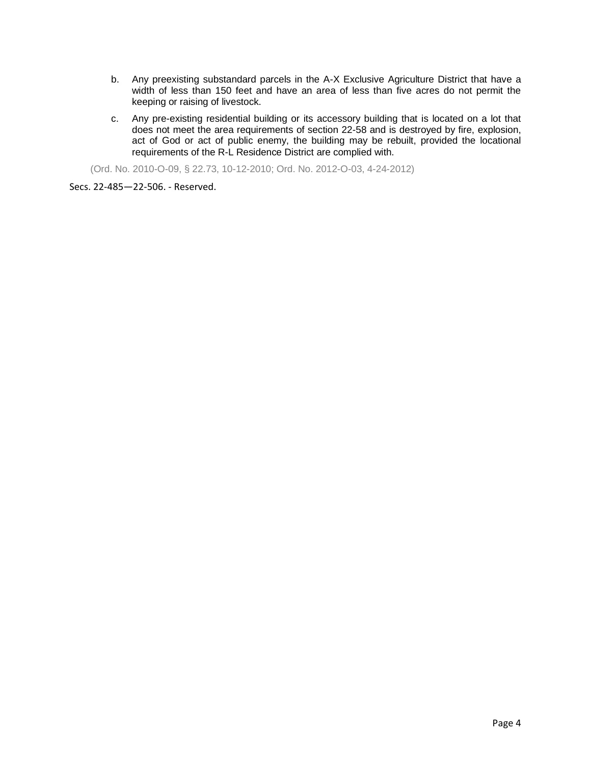b. Any preexisting substandard parcels in the A-X Exclusive Agriculture District that have a width of less than 150 feet and have an area of less than five acres do not permit the keeping or raising of livestock.

c. Any pre-existing residential building or its accessory building that is located on a lot that does not meet the area requirements of section 22-58 and is destroyed by fire, explosion, act of God or act of public enemy, the building may be rebuilt, provided the locational requirements of the R-L Residence District are complied with.

(Ord. No. 2010-O-09, § 22.73, 10-12-2010; Ord. No. 2012-O-03, 4-24-2012)

Secs. 22-485—22-506. - Reserved.